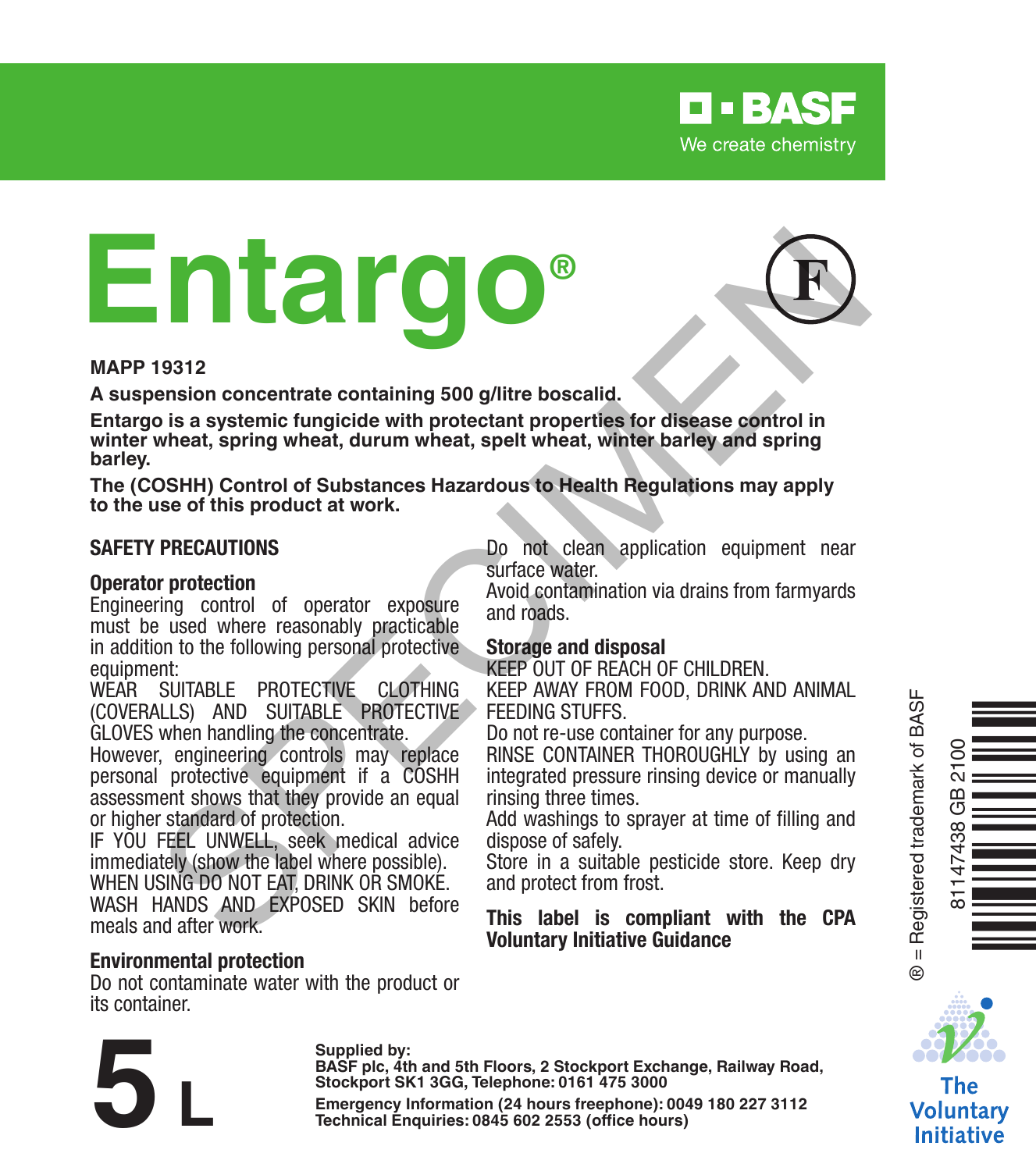BASF

We create chemistry

# Entargo®

Ⓕ

**MAPP 19312**

**A suspension concentrate containing 500 g/litre boscalid.**

**Entargo is a systemic fungicide with protectant properties for disease control in winter wheat, spring wheat, durum wheat, spelt wheat, winter barley and spring barley.**

**The (COSHH) Control of Substances Hazardous to Health Regulations may apply to the use of this product at work.**

## SAFETY PRECAUTIONS

### Operator protection

Engineering control of operator exposure must be used where reasonably practicable in addition to the following personal protective equipment:

WEAR SUITABLE PROTECTIVE CLOTHING (COVERALLS) AND SUITABLE PROTECTIVE GLOVES when handling the concentrate.

However, engineering controls may replace personal protective equipment if a COSHH assessment shows that they provide an equal or higher standard of protection.

IF YOU FEEL UNWELL, seek medical advice immediately (show the label where possible).

WHEN USING DO NOT EAT, DRINK OR SMOKE.

WASH HANDS AND EXPOSED SKIN before meals and after work.

### Environmental protection

Do not contaminate water with the product or its container.

Do not clean application equipment near surface water.

Avoid contamination via drains from farmyards and roads.

### Storage and disposal

KEEP OUT OF REACH OF CHILDREN.

KEEP AWAY FROM FOOD, DRINK AND ANIMAL FEEDING STUFFS.

Do not re-use container for any purpose.

RINSE CONTAINER THOROUGHLY by using an integrated pressure rinsing device or manually rinsing three times.

Add washings to sprayer at time of filling and dispose of safely.

Store in a suitable pesticide store. Keep dry and protect from frost.

**This label is compliant with the CPA Voluntary Initiative Guidance**

® = Registered trademark of BASF

81147438 GB 2100

**5 L**

**Supplied by:**
**BASF plc, 4th and 5th Floors, 2 Stockport Exchange, Railway Road, Stockport SK1 3GG, Telephone: 0161 475 3000**

**Emergency Information (24 hours freephone): 0049 180 227 3112**
**Technical Enquiries: 0845 602 2553 (office hours)**

The Voluntary Initiative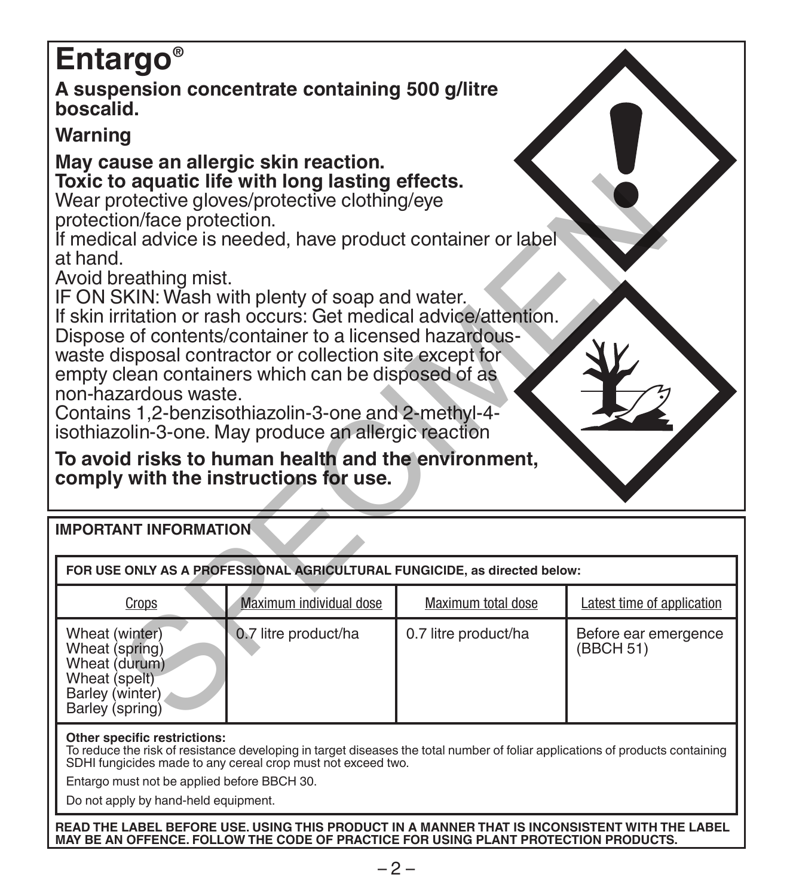# Entargo®

**A suspension concentrate containing 500 g/litre boscalid.**

**Warning**

**May cause an allergic skin reaction.**
**Toxic to aquatic life with long lasting effects.**
Wear protective gloves/protective clothing/eye protection/face protection.
If medical advice is needed, have product container or label at hand.
Avoid breathing mist.
IF ON SKIN: Wash with plenty of soap and water.
If skin irritation or rash occurs: Get medical advice/attention.
Dispose of contents/container to a licensed hazardous-waste disposal contractor or collection site except for empty clean containers which can be disposed of as non-hazardous waste.
Contains 1,2-benzisothiazolin-3-one and 2-methyl-4-isothiazolin-3-one. May produce an allergic reaction

**To avoid risks to human health and the environment, comply with the instructions for use.**

**IMPORTANT INFORMATION**

**FOR USE ONLY AS A PROFESSIONAL AGRICULTURAL FUNGICIDE, as directed below:**

| Crops | Maximum individual dose | Maximum total dose | Latest time of application |
|---|---|---|---|
| Wheat (winter)<br>Wheat (spring)<br>Wheat (durum)<br>Wheat (spelt)<br>Barley (winter)<br>Barley (spring) | 0.7 litre product/ha | 0.7 litre product/ha | Before ear emergence (BBCH 51) |

**Other specific restrictions:**
To reduce the risk of resistance developing in target diseases the total number of foliar applications of products containing SDHI fungicides made to any cereal crop must not exceed two.

Entargo must not be applied before BBCH 30.

Do not apply by hand-held equipment.

**READ THE LABEL BEFORE USE. USING THIS PRODUCT IN A MANNER THAT IS INCONSISTENT WITH THE LABEL MAY BE AN OFFENCE. FOLLOW THE CODE OF PRACTICE FOR USING PLANT PROTECTION PRODUCTS.**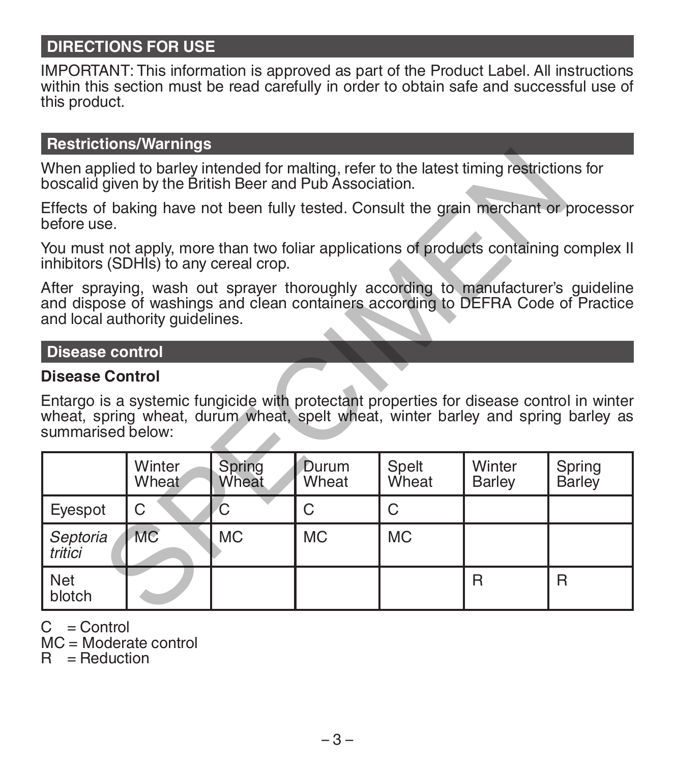## DIRECTIONS FOR USE

IMPORTANT: This information is approved as part of the Product Label. All instructions within this section must be read carefully in order to obtain safe and successful use of this product.

## Restrictions/Warnings

When applied to barley intended for malting, refer to the latest timing restrictions for boscalid given by the British Beer and Pub Association.

Effects of baking have not been fully tested. Consult the grain merchant or processor before use.

You must not apply, more than two foliar applications of products containing complex II inhibitors (SDHIs) to any cereal crop.

After spraying, wash out sprayer thoroughly according to manufacturer's guideline and dispose of washings and clean containers according to DEFRA Code of Practice and local authority guidelines.

## Disease control

### Disease Control

Entargo is a systemic fungicide with protectant properties for disease control in winter wheat, spring wheat, durum wheat, spelt wheat, winter barley and spring barley as summarised below:

| | Winter Wheat | Spring Wheat | Durum Wheat | Spelt Wheat | Winter Barley | Spring Barley |
|---|---|---|---|---|---|---|
| Eyespot | C | C | C | C | | |
| *Septoria tritici* | MC | MC | MC | MC | | |
| Net blotch | | | | | R | R |

C = Control
MC = Moderate control
R = Reduction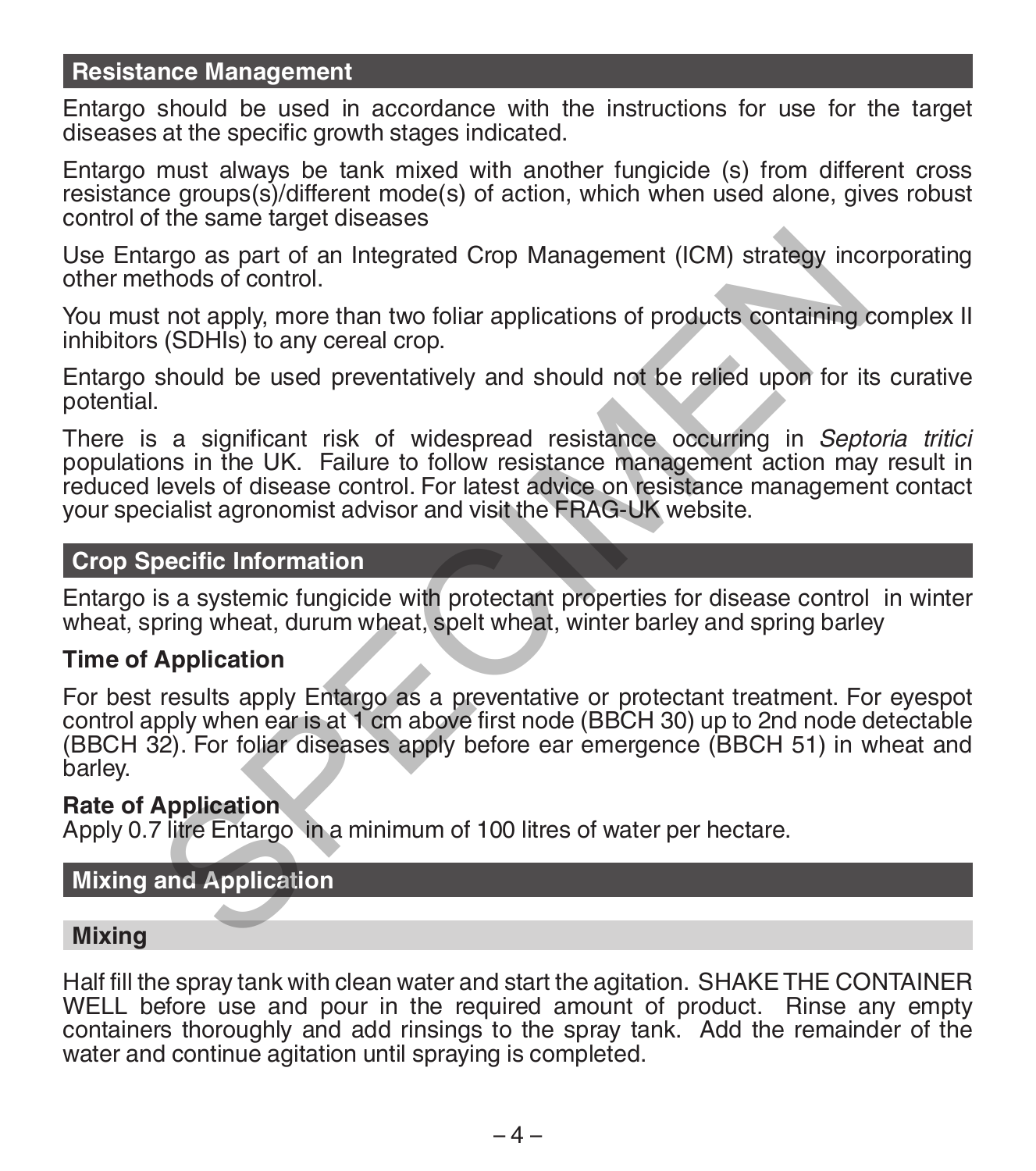## Resistance Management

Entargo should be used in accordance with the instructions for use for the target diseases at the specific growth stages indicated.

Entargo must always be tank mixed with another fungicide (s) from different cross resistance groups(s)/different mode(s) of action, which when used alone, gives robust control of the same target diseases

Use Entargo as part of an Integrated Crop Management (ICM) strategy incorporating other methods of control.

You must not apply, more than two foliar applications of products containing complex II inhibitors (SDHIs) to any cereal crop.

Entargo should be used preventatively and should not be relied upon for its curative potential.

There is a significant risk of widespread resistance occurring in *Septoria tritici* populations in the UK. Failure to follow resistance management action may result in reduced levels of disease control. For latest advice on resistance management contact your specialist agronomist advisor and visit the FRAG-UK website.

## Crop Specific Information

Entargo is a systemic fungicide with protectant properties for disease control in winter wheat, spring wheat, durum wheat, spelt wheat, winter barley and spring barley

### Time of Application

For best results apply Entargo as a preventative or protectant treatment. For eyespot control apply when ear is at 1 cm above first node (BBCH 30) up to 2nd node detectable (BBCH 32). For foliar diseases apply before ear emergence (BBCH 51) in wheat and barley.

### Rate of Application

Apply 0.7 litre Entargo in a minimum of 100 litres of water per hectare.

## Mixing and Application

### Mixing

Half fill the spray tank with clean water and start the agitation. SHAKE THE CONTAINER WELL before use and pour in the required amount of product. Rinse any empty containers thoroughly and add rinsings to the spray tank. Add the remainder of the water and continue agitation until spraying is completed.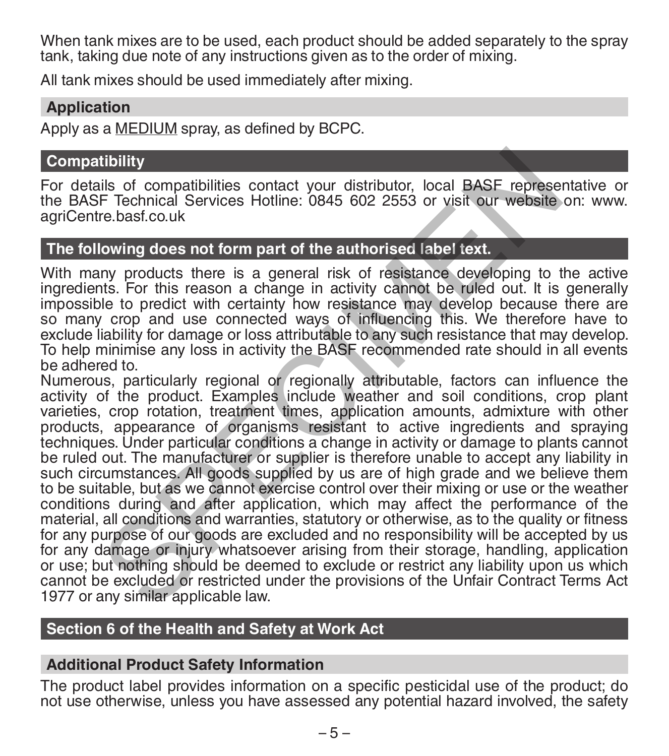When tank mixes are to be used, each product should be added separately to the spray tank, taking due note of any instructions given as to the order of mixing.

All tank mixes should be used immediately after mixing.

## Application

Apply as a MEDIUM spray, as defined by BCPC.

## Compatibility

For details of compatibilities contact your distributor, local BASF representative or the BASF Technical Services Hotline: 0845 602 2553 or visit our website on: www.agriCentre.basf.co.uk

## The following does not form part of the authorised label text.

With many products there is a general risk of resistance developing to the active ingredients. For this reason a change in activity cannot be ruled out. It is generally impossible to predict with certainty how resistance may develop because there are so many crop and use connected ways of influencing this. We therefore have to exclude liability for damage or loss attributable to any such resistance that may develop. To help minimise any loss in activity the BASF recommended rate should in all events be adhered to.
Numerous, particularly regional or regionally attributable, factors can influence the activity of the product. Examples include weather and soil conditions, crop plant varieties, crop rotation, treatment times, application amounts, admixture with other products, appearance of organisms resistant to active ingredients and spraying techniques. Under particular conditions a change in activity or damage to plants cannot be ruled out. The manufacturer or supplier is therefore unable to accept any liability in such circumstances. All goods supplied by us are of high grade and we believe them to be suitable, but as we cannot exercise control over their mixing or use or the weather conditions during and after application, which may affect the performance of the material, all conditions and warranties, statutory or otherwise, as to the quality or fitness for any purpose of our goods are excluded and no responsibility will be accepted by us for any damage or injury whatsoever arising from their storage, handling, application or use; but nothing should be deemed to exclude or restrict any liability upon us which cannot be excluded or restricted under the provisions of the Unfair Contract Terms Act 1977 or any similar applicable law.

## Section 6 of the Health and Safety at Work Act

## Additional Product Safety Information

The product label provides information on a specific pesticidal use of the product; do not use otherwise, unless you have assessed any potential hazard involved, the safety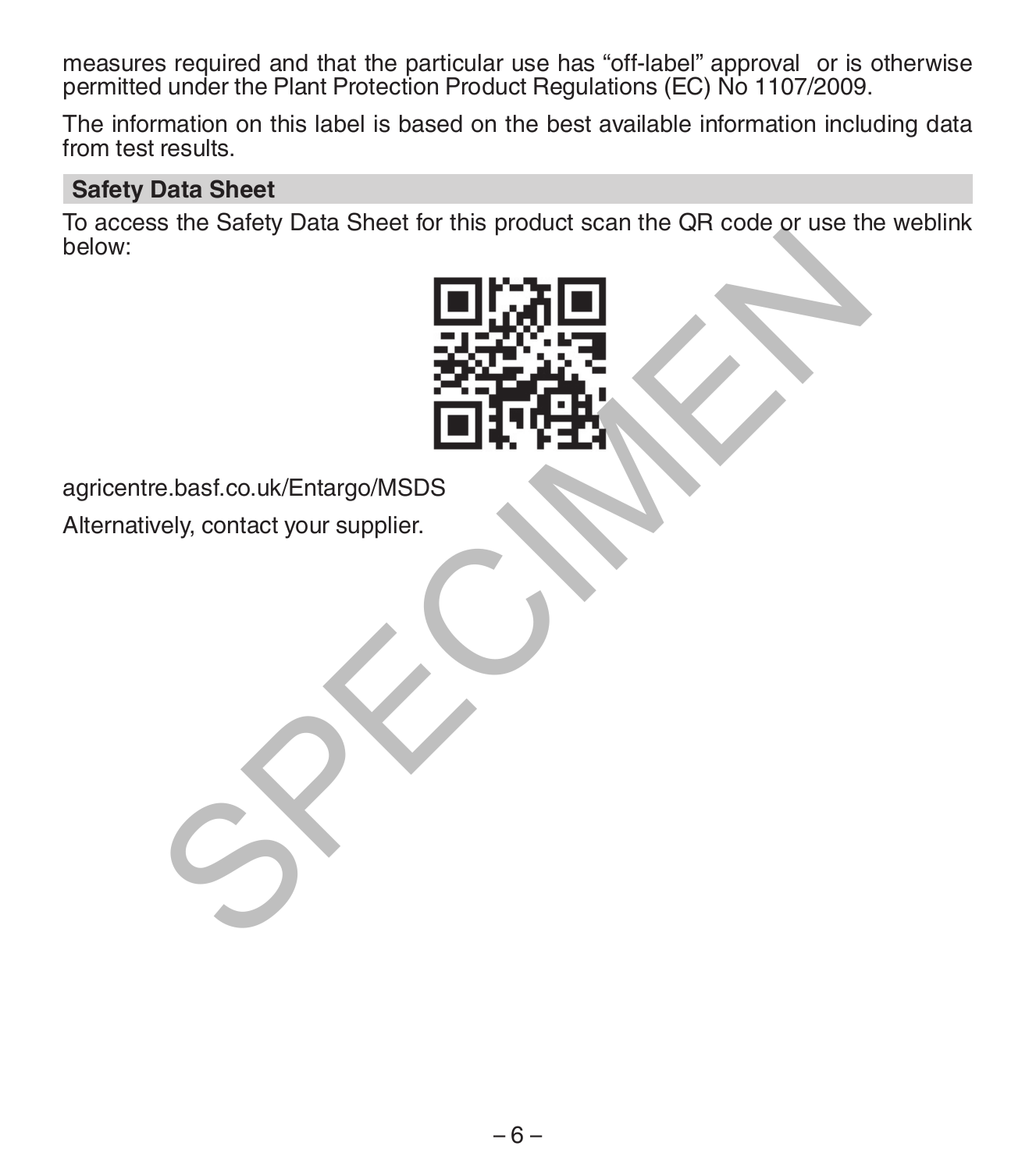measures required and that the particular use has "off-label" approval or is otherwise permitted under the Plant Protection Product Regulations (EC) No 1107/2009.

The information on this label is based on the best available information including data from test results.

## Safety Data Sheet

To access the Safety Data Sheet for this product scan the QR code or use the weblink below:

agricentre.basf.co.uk/Entargo/MSDS

Alternatively, contact your supplier.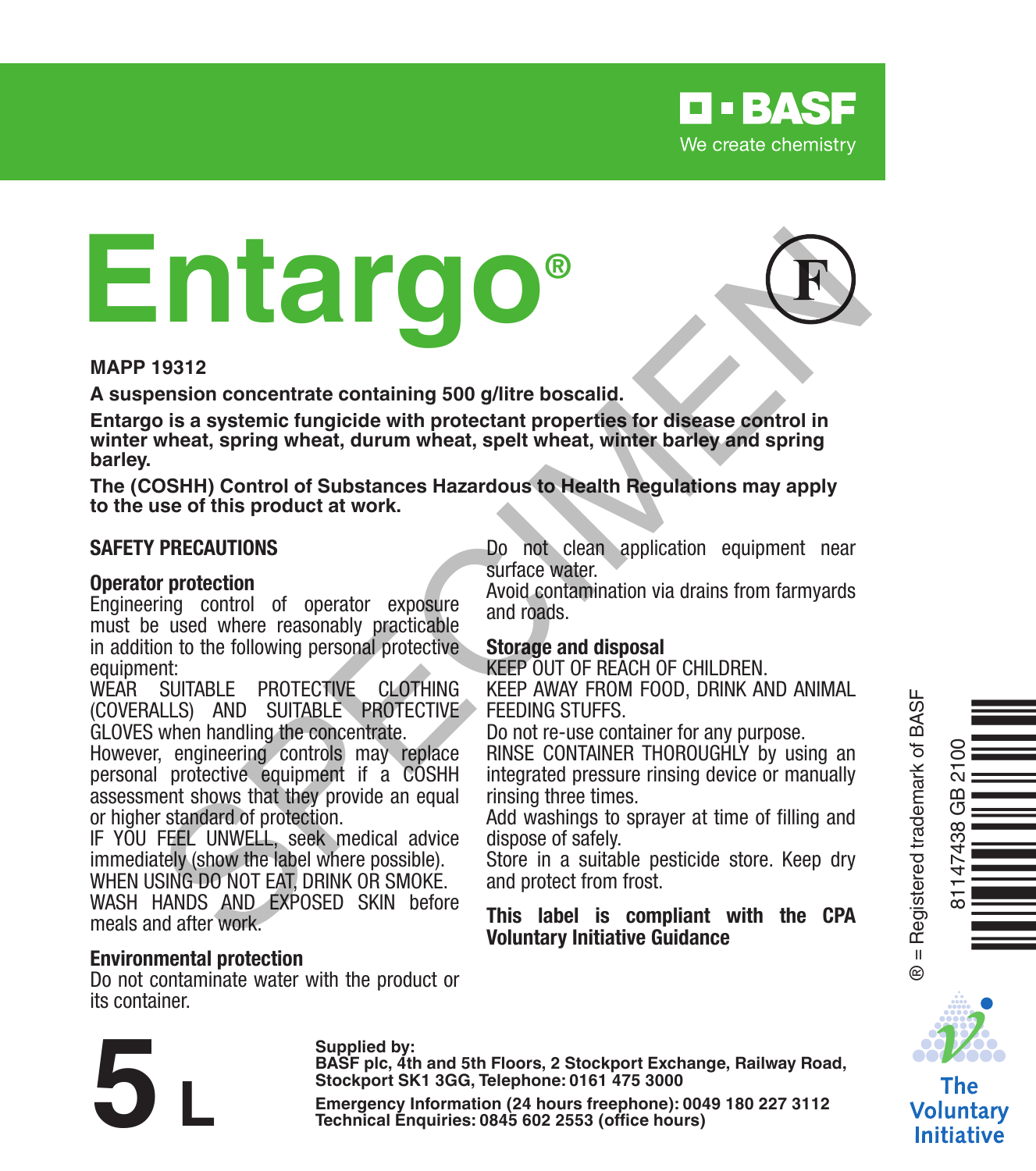BASF

We create chemistry

# Entargo®

(F)

**MAPP 19312**

**A suspension concentrate containing 500 g/litre boscalid.**

**Entargo is a systemic fungicide with protectant properties for disease control in winter wheat, spring wheat, durum wheat, spelt wheat, winter barley and spring barley.**

**The (COSHH) Control of Substances Hazardous to Health Regulations may apply to the use of this product at work.**

SPECIMEN

## SAFETY PRECAUTIONS

### Operator protection

Engineering control of operator exposure must be used where reasonably practicable in addition to the following personal protective equipment:

WEAR SUITABLE PROTECTIVE CLOTHING (COVERALLS) AND SUITABLE PROTECTIVE GLOVES when handling the concentrate.

However, engineering controls may replace personal protective equipment if a COSHH assessment shows that they provide an equal or higher standard of protection.

IF YOU FEEL UNWELL, seek medical advice immediately (show the label where possible).

WHEN USING DO NOT EAT, DRINK OR SMOKE.

WASH HANDS AND EXPOSED SKIN before meals and after work.

### Environmental protection

Do not contaminate water with the product or its container.

Do not clean application equipment near surface water.

Avoid contamination via drains from farmyards and roads.

### Storage and disposal

KEEP OUT OF REACH OF CHILDREN.

KEEP AWAY FROM FOOD, DRINK AND ANIMAL FEEDING STUFFS.

Do not re-use container for any purpose.

RINSE CONTAINER THOROUGHLY by using an integrated pressure rinsing device or manually rinsing three times.

Add washings to sprayer at time of filling and dispose of safely.

Store in a suitable pesticide store. Keep dry and protect from frost.

**This label is compliant with the CPA Voluntary Initiative Guidance**

® = Registered trademark of BASF

81147438 GB 2100

The Voluntary Initiative

**5 L**

**Supplied by:**
**BASF plc, 4th and 5th Floors, 2 Stockport Exchange, Railway Road, Stockport SK1 3GG, Telephone: 0161 475 3000**

**Emergency Information (24 hours freephone): 0049 180 227 3112**
**Technical Enquiries: 0845 602 2553 (office hours)**